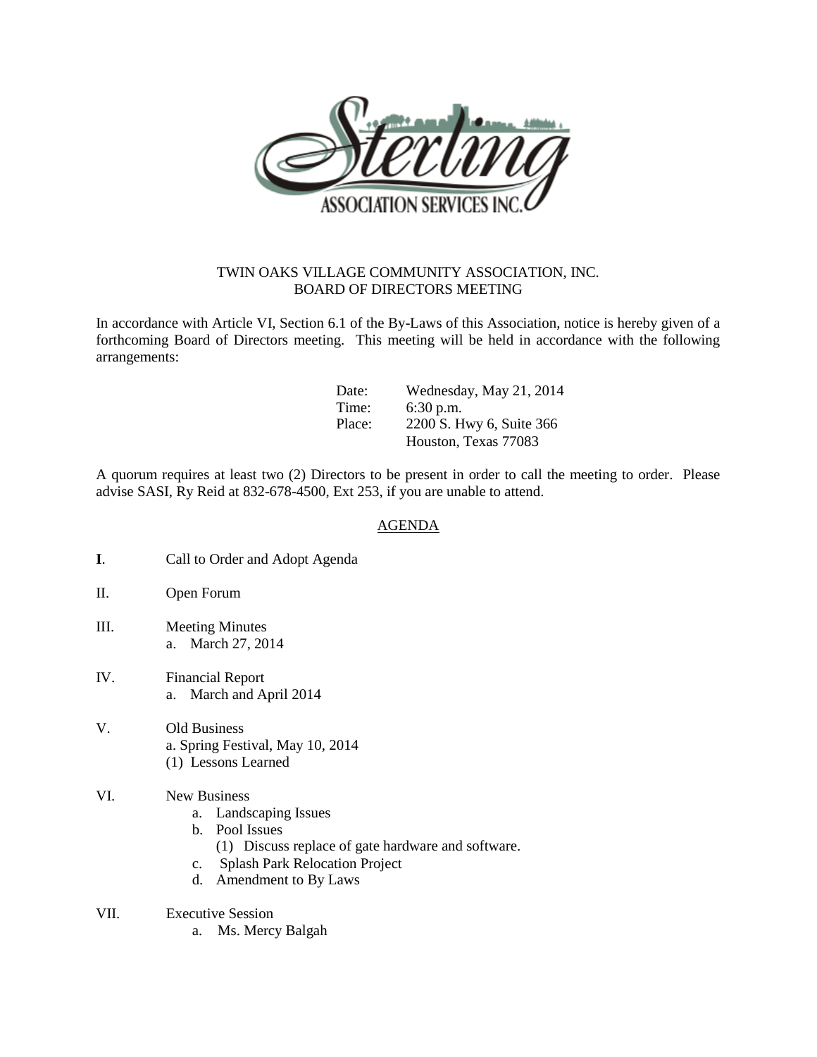# TWIN OAKS VILLAGE COMMUNITY ASSOCIATION, INC.
## BOARD OF DIRECTORS MEETING

In accordance with Article VI, Section 6.1 of the By-Laws of this Association, notice is hereby given of a forthcoming Board of Directors meeting. This meeting will be held in accordance with the following arrangements:

| | |
|---|---|
| Date: | Wednesday, May 21, 2014 |
| Time: | 6:30 p.m. |
| Place: | 2200 S. Hwy 6, Suite 366 |
| | Houston, Texas 77083 |

A quorum requires at least two (2) Directors to be present in order to call the meeting to order. Please advise SASI, Ry Reid at 832-678-4500, Ext 253, if you are unable to attend.

## AGENDA

**I**. Call to Order and Adopt Agenda

II. Open Forum

III. Meeting Minutes
   a. March 27, 2014

IV. Financial Report
   a. March and April 2014

V. Old Business
   a. Spring Festival, May 10, 2014
   (1) Lessons Learned

VI. New Business
   a. Landscaping Issues
   b. Pool Issues
      (1) Discuss replace of gate hardware and software.
   c. Splash Park Relocation Project
   d. Amendment to By Laws

VII. Executive Session
   a. Ms. Mercy Balgah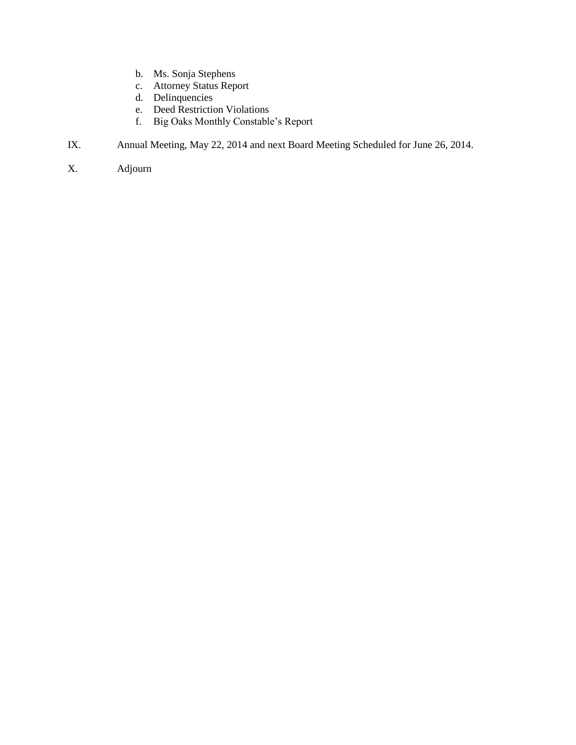b. Ms. Sonja Stephens
c. Attorney Status Report
d. Delinquencies
e. Deed Restriction Violations
f. Big Oaks Monthly Constable's Report

IX. Annual Meeting, May 22, 2014 and next Board Meeting Scheduled for June 26, 2014.

X. Adjourn